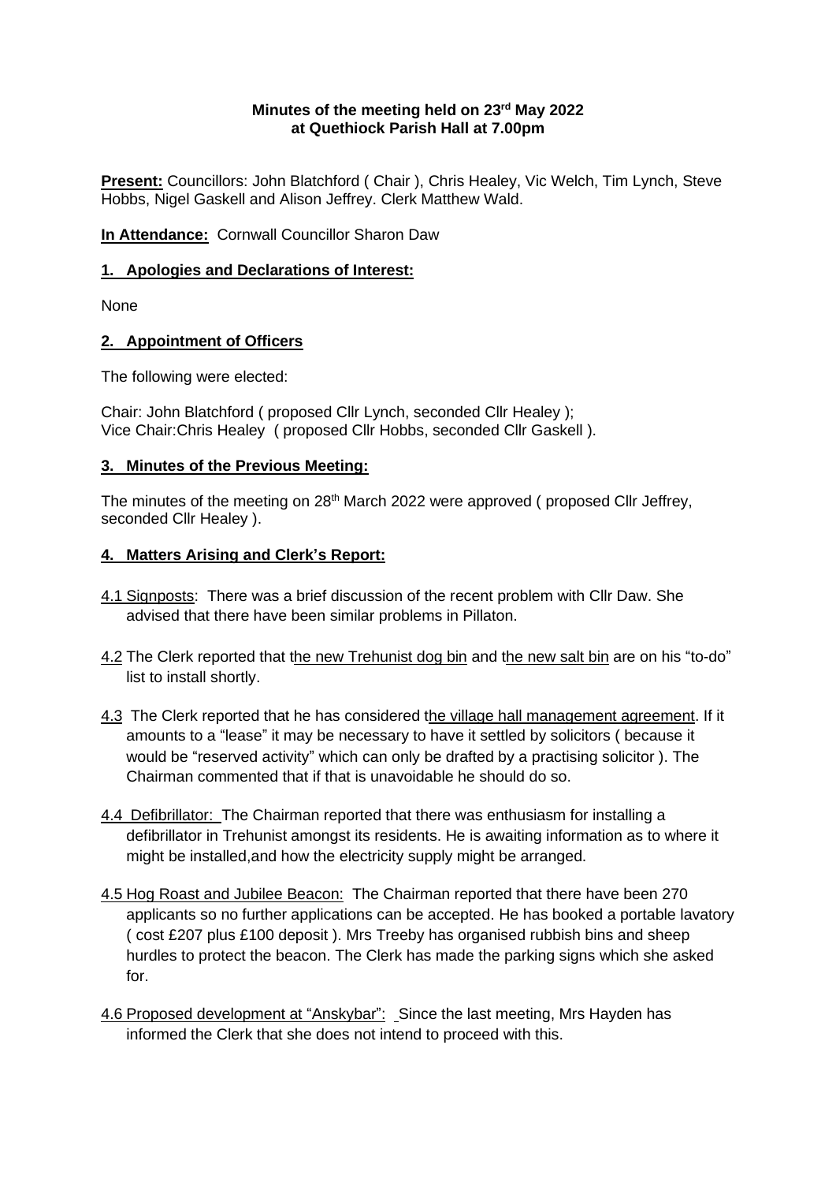**Minutes of the meeting held on 23rd May 2022 at Quethiock Parish Hall at 7.00pm**

**Present:** Councillors: John Blatchford ( Chair ), Chris Healey, Vic Welch, Tim Lynch, Steve Hobbs, Nigel Gaskell and Alison Jeffrey. Clerk Matthew Wald.

**In Attendance:** Cornwall Councillor Sharon Daw

## 1. Apologies and Declarations of Interest:

None

## 2. Appointment of Officers

The following were elected:

Chair: John Blatchford ( proposed Cllr Lynch, seconded Cllr Healey );
Vice Chair:Chris Healey ( proposed Cllr Hobbs, seconded Cllr Gaskell ).

## 3. Minutes of the Previous Meeting:

The minutes of the meeting on 28th March 2022 were approved ( proposed Cllr Jeffrey, seconded Cllr Healey ).

## 4. Matters Arising and Clerk's Report:

4.1 Signposts: There was a brief discussion of the recent problem with Cllr Daw. She advised that there have been similar problems in Pillaton.

4.2 The Clerk reported that the new Trehunist dog bin and the new salt bin are on his "to-do" list to install shortly.

4.3 The Clerk reported that he has considered the village hall management agreement. If it amounts to a "lease" it may be necessary to have it settled by solicitors ( because it would be "reserved activity" which can only be drafted by a practising solicitor ). The Chairman commented that if that is unavoidable he should do so.

4.4 Defibrillator: The Chairman reported that there was enthusiasm for installing a defibrillator in Trehunist amongst its residents. He is awaiting information as to where it might be installed,and how the electricity supply might be arranged.

4.5 Hog Roast and Jubilee Beacon: The Chairman reported that there have been 270 applicants so no further applications can be accepted. He has booked a portable lavatory ( cost £207 plus £100 deposit ). Mrs Treeby has organised rubbish bins and sheep hurdles to protect the beacon. The Clerk has made the parking signs which she asked for.

4.6 Proposed development at "Anskybar": Since the last meeting, Mrs Hayden has informed the Clerk that she does not intend to proceed with this.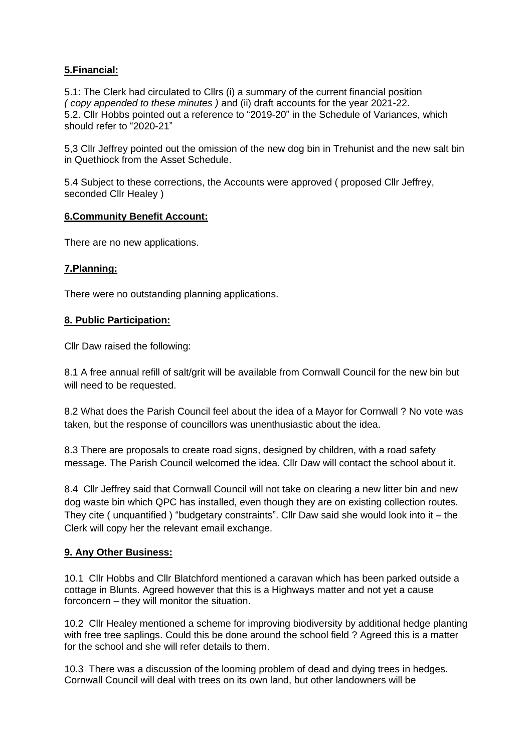## **5.Financial:**

5.1: The Clerk had circulated to Cllrs (i) a summary of the current financial position *( copy appended to these minutes )* and (ii) draft accounts for the year 2021-22.
5.2. Cllr Hobbs pointed out a reference to "2019-20" in the Schedule of Variances, which should refer to "2020-21"

5,3 Cllr Jeffrey pointed out the omission of the new dog bin in Trehunist and the new salt bin in Quethiock from the Asset Schedule.

5.4 Subject to these corrections, the Accounts were approved ( proposed Cllr Jeffrey, seconded Cllr Healey )

## **6.Community Benefit Account:**

There are no new applications.

## **7.Planning:**

There were no outstanding planning applications.

## **8. Public Participation:**

Cllr Daw raised the following:

8.1 A free annual refill of salt/grit will be available from Cornwall Council for the new bin but will need to be requested.

8.2 What does the Parish Council feel about the idea of a Mayor for Cornwall ? No vote was taken, but the response of councillors was unenthusiastic about the idea.

8.3 There are proposals to create road signs, designed by children, with a road safety message. The Parish Council welcomed the idea. Cllr Daw will contact the school about it.

8.4 Cllr Jeffrey said that Cornwall Council will not take on clearing a new litter bin and new dog waste bin which QPC has installed, even though they are on existing collection routes. They cite ( unquantified ) "budgetary constraints". Cllr Daw said she would look into it – the Clerk will copy her the relevant email exchange.

## **9. Any Other Business:**

10.1 Cllr Hobbs and Cllr Blatchford mentioned a caravan which has been parked outside a cottage in Blunts. Agreed however that this is a Highways matter and not yet a cause forconcern – they will monitor the situation.

10.2 Cllr Healey mentioned a scheme for improving biodiversity by additional hedge planting with free tree saplings. Could this be done around the school field ? Agreed this is a matter for the school and she will refer details to them.

10.3 There was a discussion of the looming problem of dead and dying trees in hedges. Cornwall Council will deal with trees on its own land, but other landowners will be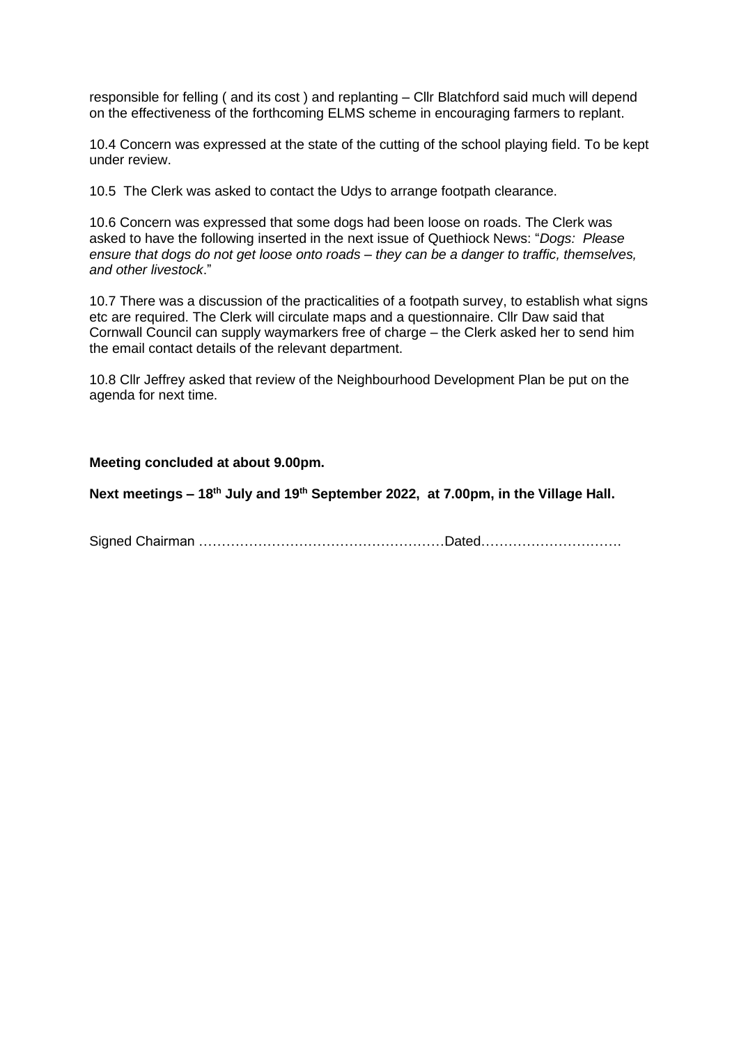responsible for felling ( and its cost ) and replanting – Cllr Blatchford said much will depend on the effectiveness of the forthcoming ELMS scheme in encouraging farmers to replant.

10.4 Concern was expressed at the state of the cutting of the school playing field. To be kept under review.

10.5 The Clerk was asked to contact the Udys to arrange footpath clearance.

10.6 Concern was expressed that some dogs had been loose on roads. The Clerk was asked to have the following inserted in the next issue of Quethiock News: "*Dogs: Please ensure that dogs do not get loose onto roads – they can be a danger to traffic, themselves, and other livestock*."

10.7 There was a discussion of the practicalities of a footpath survey, to establish what signs etc are required. The Clerk will circulate maps and a questionnaire. Cllr Daw said that Cornwall Council can supply waymarkers free of charge – the Clerk asked her to send him the email contact details of the relevant department.

10.8 Cllr Jeffrey asked that review of the Neighbourhood Development Plan be put on the agenda for next time.

**Meeting concluded at about 9.00pm.**

**Next meetings – 18th July and 19th September 2022, at 7.00pm, in the Village Hall.**

Signed Chairman ………………………………………………Dated………………………….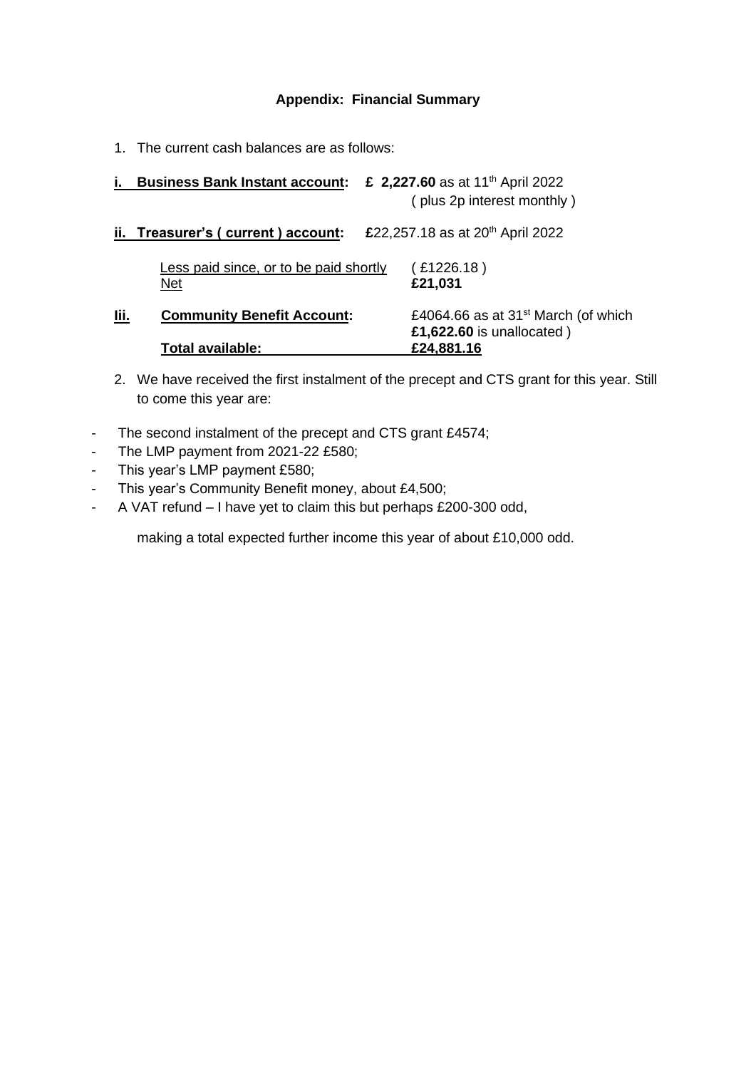**Appendix: Financial Summary**

1. The current cash balances are as follows:

| | | |
|---|---|---|
| **i.** | **Business Bank Instant account:** | **£ 2,227.60** as at 11th April 2022 ( plus 2p interest monthly ) |
| **ii.** | **Treasurer's ( current ) account:** | **£**22,257.18 as at 20th April 2022 |
| | Less paid since, or to be paid shortly | ( £1226.18 ) |
| | Net | **£21,031** |
| **Iii.** | **Community Benefit Account:** | £4064.66 as at 31st March (of which **£1,622.60** is unallocated ) |
| | **Total available:** | **£24,881.16** |

2. We have received the first instalment of the precept and CTS grant for this year. Still to come this year are:

- The second instalment of the precept and CTS grant £4574;
- The LMP payment from 2021-22 £580;
- This year's LMP payment £580;
- This year's Community Benefit money, about £4,500;
- A VAT refund – I have yet to claim this but perhaps £200-300 odd,

making a total expected further income this year of about £10,000 odd.